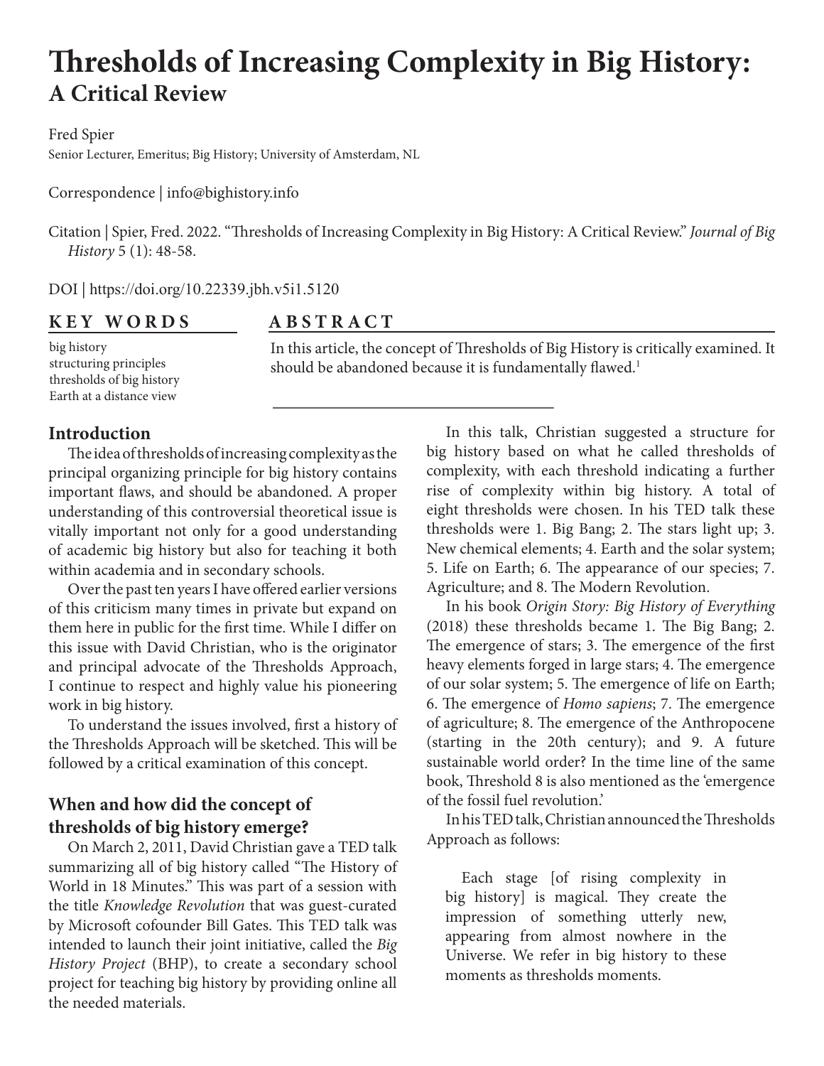# Thresholds of Increasing Complexity in Big History: A Critical Review

Fred Spier

Senior Lecturer, Emeritus; Big History; University of Amsterdam, NL

Correspondence | info@bighistory.info

Citation | Spier, Fred. 2022. "Thresholds of Increasing Complexity in Big History: A Critical Review." *Journal of Big History* 5 (1): 48-58.

DOI | https://doi.org/10.22339.jbh.v5i1.5120

**KEY WORDS**

big history
structuring principles
thresholds of big history
Earth at a distance view

**ABSTRACT**

In this article, the concept of Thresholds of Big History is critically examined. It should be abandoned because it is fundamentally flawed.[1]

## Introduction

The idea of thresholds of increasing complexity as the principal organizing principle for big history contains important flaws, and should be abandoned. A proper understanding of this controversial theoretical issue is vitally important not only for a good understanding of academic big history but also for teaching it both within academia and in secondary schools.

Over the past ten years I have offered earlier versions of this criticism many times in private but expand on them here in public for the first time. While I differ on this issue with David Christian, who is the originator and principal advocate of the Thresholds Approach, I continue to respect and highly value his pioneering work in big history.

To understand the issues involved, first a history of the Thresholds Approach will be sketched. This will be followed by a critical examination of this concept.

## When and how did the concept of thresholds of big history emerge?

On March 2, 2011, David Christian gave a TED talk summarizing all of big history called "The History of World in 18 Minutes." This was part of a session with the title *Knowledge Revolution* that was guest-curated by Microsoft cofounder Bill Gates. This TED talk was intended to launch their joint initiative, called the *Big History Project* (BHP), to create a secondary school project for teaching big history by providing online all the needed materials.

In this talk, Christian suggested a structure for big history based on what he called thresholds of complexity, with each threshold indicating a further rise of complexity within big history. A total of eight thresholds were chosen. In his TED talk these thresholds were 1. Big Bang; 2. The stars light up; 3. New chemical elements; 4. Earth and the solar system; 5. Life on Earth; 6. The appearance of our species; 7. Agriculture; and 8. The Modern Revolution.

In his book *Origin Story: Big History of Everything* (2018) these thresholds became 1. The Big Bang; 2. The emergence of stars; 3. The emergence of the first heavy elements forged in large stars; 4. The emergence of our solar system; 5. The emergence of life on Earth; 6. The emergence of *Homo sapiens*; 7. The emergence of agriculture; 8. The emergence of the Anthropocene (starting in the 20th century); and 9. A future sustainable world order? In the time line of the same book, Threshold 8 is also mentioned as the 'emergence of the fossil fuel revolution.'

In his TED talk, Christian announced the Thresholds Approach as follows:

> Each stage [of rising complexity in big history] is magical. They create the impression of something utterly new, appearing from almost nowhere in the Universe. We refer in big history to these moments as thresholds moments.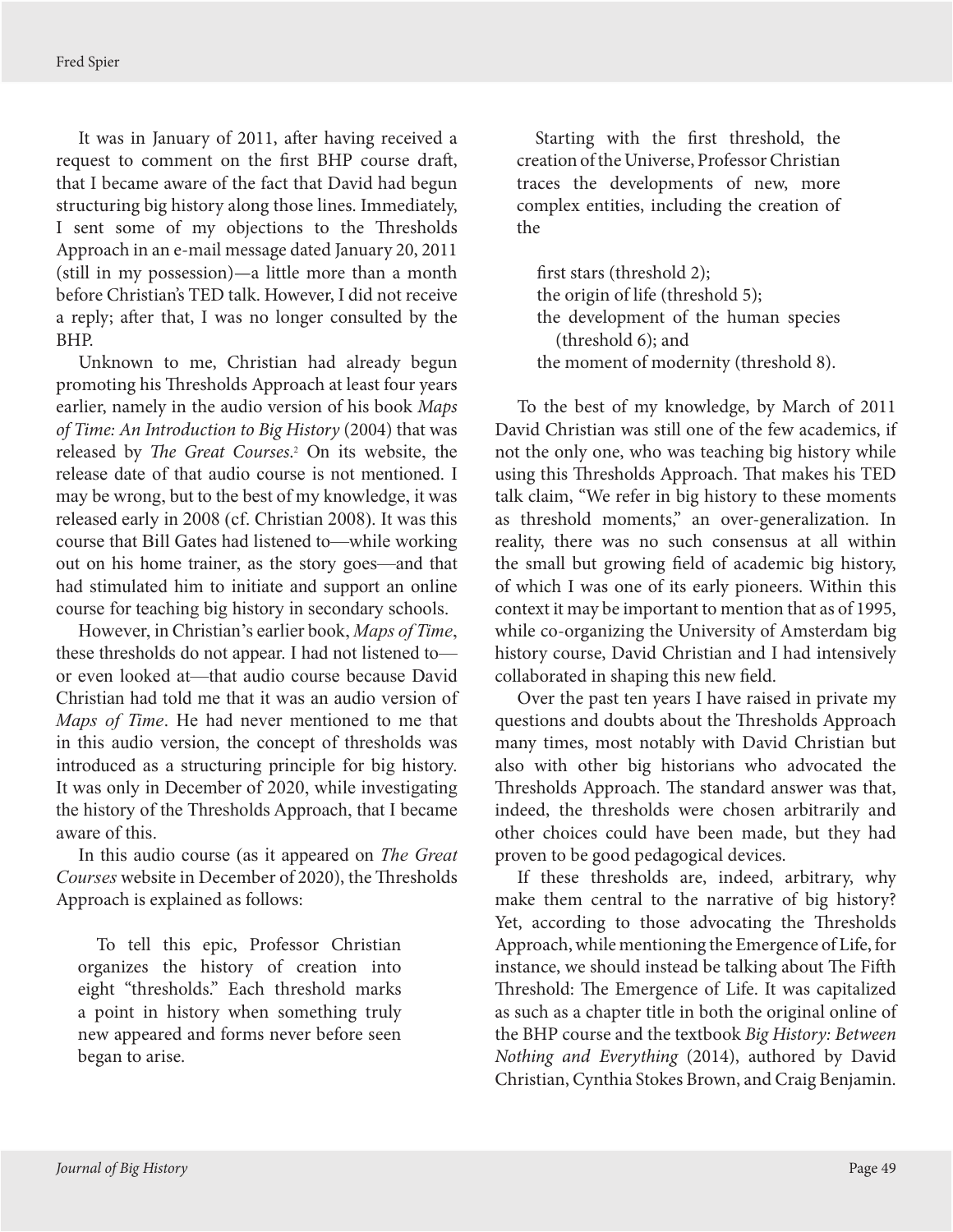It was in January of 2011, after having received a request to comment on the first BHP course draft, that I became aware of the fact that David had begun structuring big history along those lines. Immediately, I sent some of my objections to the Thresholds Approach in an e-mail message dated January 20, 2011 (still in my possession)—a little more than a month before Christian's TED talk. However, I did not receive a reply; after that, I was no longer consulted by the BHP.

Unknown to me, Christian had already begun promoting his Thresholds Approach at least four years earlier, namely in the audio version of his book *Maps of Time: An Introduction to Big History* (2004) that was released by *The Great Courses*.[2] On its website, the release date of that audio course is not mentioned. I may be wrong, but to the best of my knowledge, it was released early in 2008 (cf. Christian 2008). It was this course that Bill Gates had listened to—while working out on his home trainer, as the story goes—and that had stimulated him to initiate and support an online course for teaching big history in secondary schools.

However, in Christian's earlier book, *Maps of Time*, these thresholds do not appear. I had not listened to—or even looked at—that audio course because David Christian had told me that it was an audio version of *Maps of Time*. He had never mentioned to me that in this audio version, the concept of thresholds was introduced as a structuring principle for big history. It was only in December of 2020, while investigating the history of the Thresholds Approach, that I became aware of this.

In this audio course (as it appeared on *The Great Courses* website in December of 2020), the Thresholds Approach is explained as follows:

> To tell this epic, Professor Christian organizes the history of creation into eight "thresholds." Each threshold marks a point in history when something truly new appeared and forms never before seen began to arise.
>
> Starting with the first threshold, the creation of the Universe, Professor Christian traces the developments of new, more complex entities, including the creation of the
>
> first stars (threshold 2);
> the origin of life (threshold 5);
> the development of the human species (threshold 6); and
> the moment of modernity (threshold 8).

To the best of my knowledge, by March of 2011 David Christian was still one of the few academics, if not the only one, who was teaching big history while using this Thresholds Approach. That makes his TED talk claim, "We refer in big history to these moments as threshold moments," an over-generalization. In reality, there was no such consensus at all within the small but growing field of academic big history, of which I was one of its early pioneers. Within this context it may be important to mention that as of 1995, while co-organizing the University of Amsterdam big history course, David Christian and I had intensively collaborated in shaping this new field.

Over the past ten years I have raised in private my questions and doubts about the Thresholds Approach many times, most notably with David Christian but also with other big historians who advocated the Thresholds Approach. The standard answer was that, indeed, the thresholds were chosen arbitrarily and other choices could have been made, but they had proven to be good pedagogical devices.

If these thresholds are, indeed, arbitrary, why make them central to the narrative of big history? Yet, according to those advocating the Thresholds Approach, while mentioning the Emergence of Life, for instance, we should instead be talking about The Fifth Threshold: The Emergence of Life. It was capitalized as such as a chapter title in both the original online of the BHP course and the textbook *Big History: Between Nothing and Everything* (2014), authored by David Christian, Cynthia Stokes Brown, and Craig Benjamin.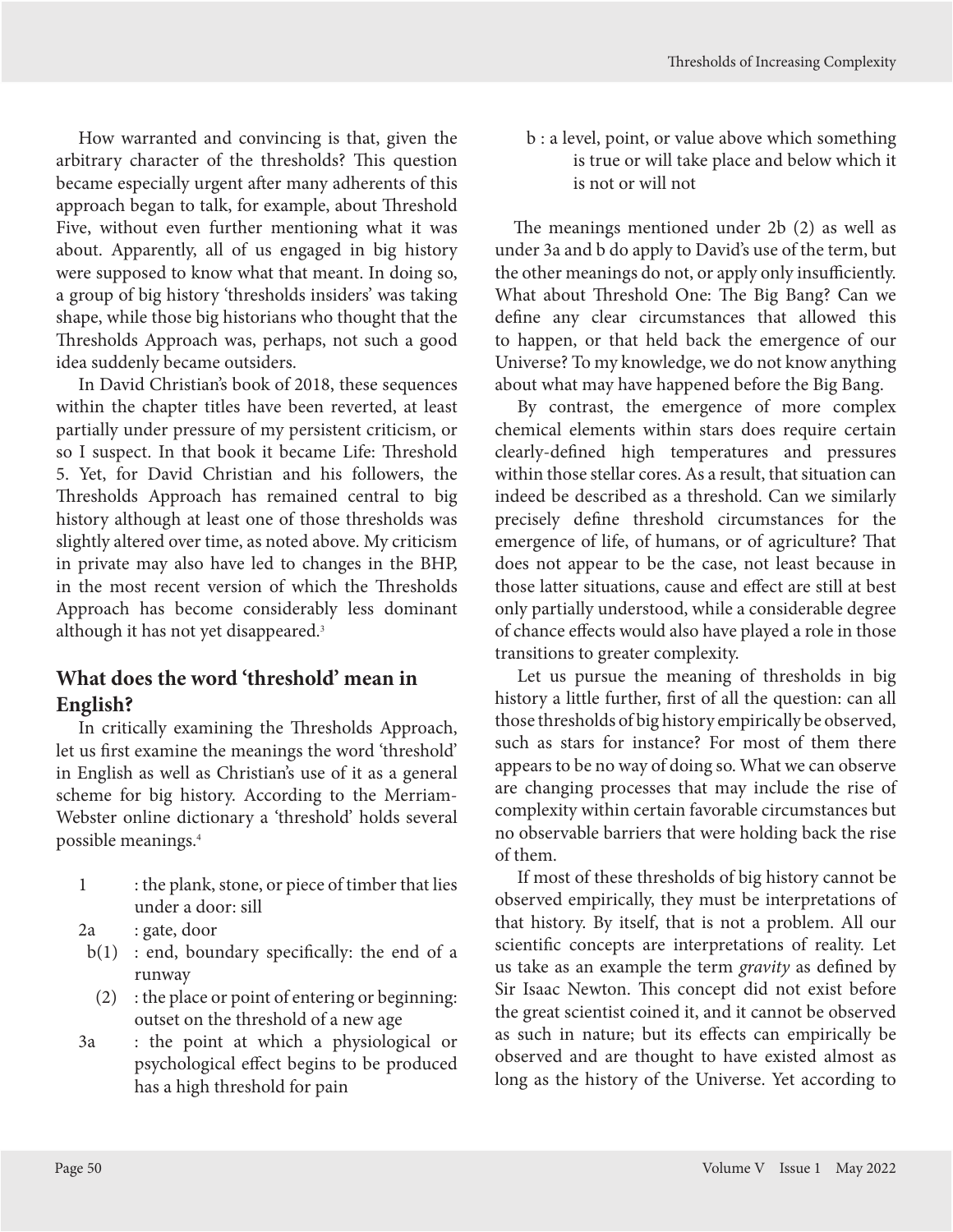How warranted and convincing is that, given the arbitrary character of the thresholds? This question became especially urgent after many adherents of this approach began to talk, for example, about Threshold Five, without even further mentioning what it was about. Apparently, all of us engaged in big history were supposed to know what that meant. In doing so, a group of big history 'thresholds insiders' was taking shape, while those big historians who thought that the Thresholds Approach was, perhaps, not such a good idea suddenly became outsiders.

In David Christian's book of 2018, these sequences within the chapter titles have been reverted, at least partially under pressure of my persistent criticism, or so I suspect. In that book it became Life: Threshold 5. Yet, for David Christian and his followers, the Thresholds Approach has remained central to big history although at least one of those thresholds was slightly altered over time, as noted above. My criticism in private may also have led to changes in the BHP, in the most recent version of which the Thresholds Approach has become considerably less dominant although it has not yet disappeared.[3]

## What does the word 'threshold' mean in English?

In critically examining the Thresholds Approach, let us first examine the meanings the word 'threshold' in English as well as Christian's use of it as a general scheme for big history. According to the Merriam-Webster online dictionary a 'threshold' holds several possible meanings.[4]

- 1 : the plank, stone, or piece of timber that lies under a door: sill
- 2a : gate, door
- b(1) : end, boundary specifically: the end of a runway
- (2) : the place or point of entering or beginning: outset on the threshold of a new age
- 3a : the point at which a physiological or psychological effect begins to be produced has a high threshold for pain
- b : a level, point, or value above which something is true or will take place and below which it is not or will not

The meanings mentioned under 2b (2) as well as under 3a and b do apply to David's use of the term, but the other meanings do not, or apply only insufficiently. What about Threshold One: The Big Bang? Can we define any clear circumstances that allowed this to happen, or that held back the emergence of our Universe? To my knowledge, we do not know anything about what may have happened before the Big Bang.

By contrast, the emergence of more complex chemical elements within stars does require certain clearly-defined high temperatures and pressures within those stellar cores. As a result, that situation can indeed be described as a threshold. Can we similarly precisely define threshold circumstances for the emergence of life, of humans, or of agriculture? That does not appear to be the case, not least because in those latter situations, cause and effect are still at best only partially understood, while a considerable degree of chance effects would also have played a role in those transitions to greater complexity.

Let us pursue the meaning of thresholds in big history a little further, first of all the question: can all those thresholds of big history empirically be observed, such as stars for instance? For most of them there appears to be no way of doing so. What we can observe are changing processes that may include the rise of complexity within certain favorable circumstances but no observable barriers that were holding back the rise of them.

If most of these thresholds of big history cannot be observed empirically, they must be interpretations of that history. By itself, that is not a problem. All our scientific concepts are interpretations of reality. Let us take as an example the term *gravity* as defined by Sir Isaac Newton. This concept did not exist before the great scientist coined it, and it cannot be observed as such in nature; but its effects can empirically be observed and are thought to have existed almost as long as the history of the Universe. Yet according to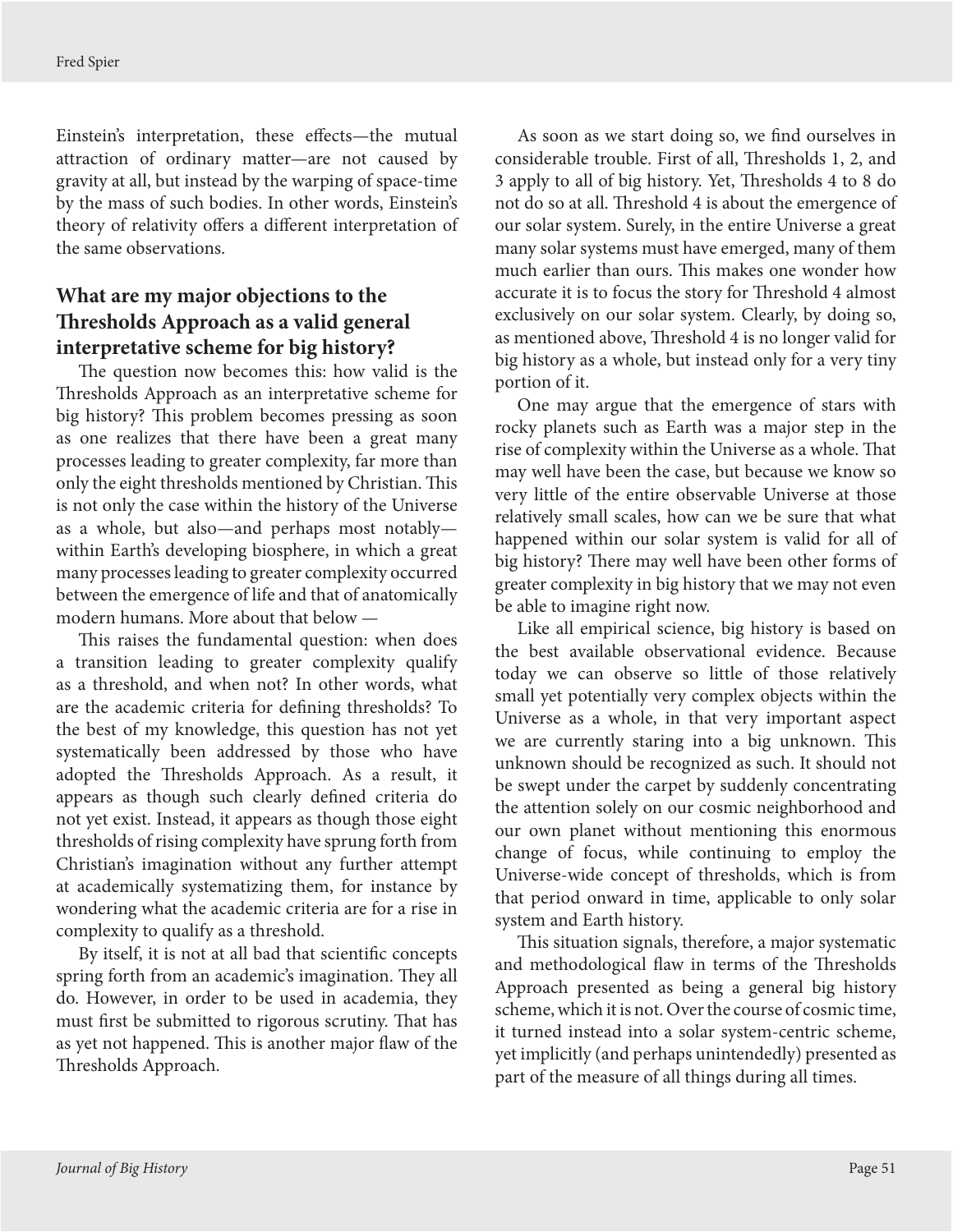Einstein's interpretation, these effects—the mutual attraction of ordinary matter—are not caused by gravity at all, but instead by the warping of space-time by the mass of such bodies. In other words, Einstein's theory of relativity offers a different interpretation of the same observations.

## What are my major objections to the Thresholds Approach as a valid general interpretative scheme for big history?

The question now becomes this: how valid is the Thresholds Approach as an interpretative scheme for big history? This problem becomes pressing as soon as one realizes that there have been a great many processes leading to greater complexity, far more than only the eight thresholds mentioned by Christian. This is not only the case within the history of the Universe as a whole, but also—and perhaps most notably—within Earth's developing biosphere, in which a great many processes leading to greater complexity occurred between the emergence of life and that of anatomically modern humans. More about that below —

This raises the fundamental question: when does a transition leading to greater complexity qualify as a threshold, and when not? In other words, what are the academic criteria for defining thresholds? To the best of my knowledge, this question has not yet systematically been addressed by those who have adopted the Thresholds Approach. As a result, it appears as though such clearly defined criteria do not yet exist. Instead, it appears as though those eight thresholds of rising complexity have sprung forth from Christian's imagination without any further attempt at academically systematizing them, for instance by wondering what the academic criteria are for a rise in complexity to qualify as a threshold.

By itself, it is not at all bad that scientific concepts spring forth from an academic's imagination. They all do. However, in order to be used in academia, they must first be submitted to rigorous scrutiny. That has as yet not happened. This is another major flaw of the Thresholds Approach.

As soon as we start doing so, we find ourselves in considerable trouble. First of all, Thresholds 1, 2, and 3 apply to all of big history. Yet, Thresholds 4 to 8 do not do so at all. Threshold 4 is about the emergence of our solar system. Surely, in the entire Universe a great many solar systems must have emerged, many of them much earlier than ours. This makes one wonder how accurate it is to focus the story for Threshold 4 almost exclusively on our solar system. Clearly, by doing so, as mentioned above, Threshold 4 is no longer valid for big history as a whole, but instead only for a very tiny portion of it.

One may argue that the emergence of stars with rocky planets such as Earth was a major step in the rise of complexity within the Universe as a whole. That may well have been the case, but because we know so very little of the entire observable Universe at those relatively small scales, how can we be sure that what happened within our solar system is valid for all of big history? There may well have been other forms of greater complexity in big history that we may not even be able to imagine right now.

Like all empirical science, big history is based on the best available observational evidence. Because today we can observe so little of those relatively small yet potentially very complex objects within the Universe as a whole, in that very important aspect we are currently staring into a big unknown. This unknown should be recognized as such. It should not be swept under the carpet by suddenly concentrating the attention solely on our cosmic neighborhood and our own planet without mentioning this enormous change of focus, while continuing to employ the Universe-wide concept of thresholds, which is from that period onward in time, applicable to only solar system and Earth history.

This situation signals, therefore, a major systematic and methodological flaw in terms of the Thresholds Approach presented as being a general big history scheme, which it is not. Over the course of cosmic time, it turned instead into a solar system-centric scheme, yet implicitly (and perhaps unintendedly) presented as part of the measure of all things during all times.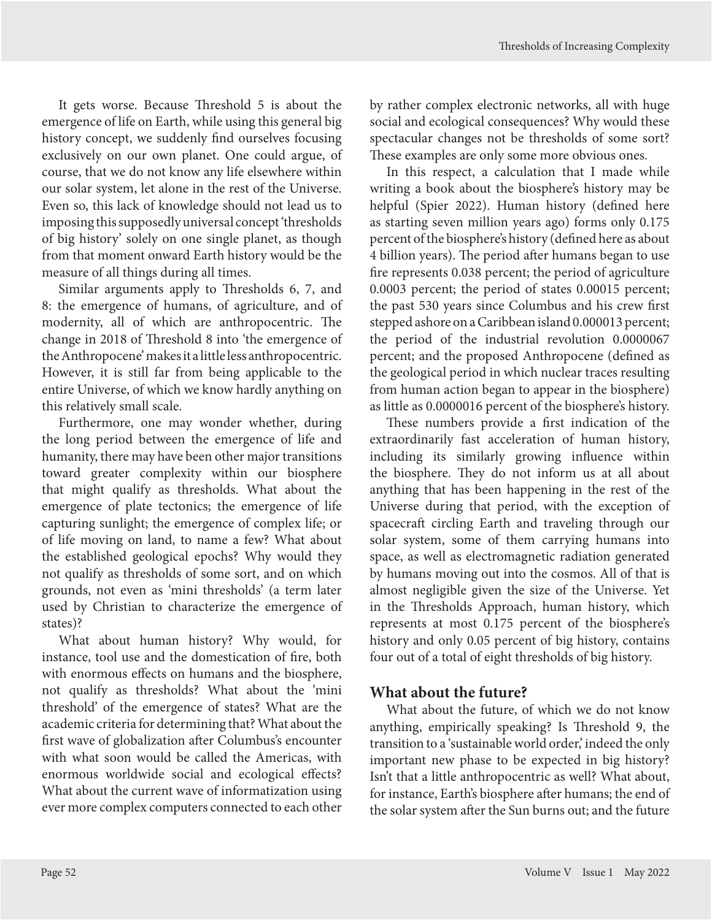It gets worse. Because Threshold 5 is about the emergence of life on Earth, while using this general big history concept, we suddenly find ourselves focusing exclusively on our own planet. One could argue, of course, that we do not know any life elsewhere within our solar system, let alone in the rest of the Universe. Even so, this lack of knowledge should not lead us to imposing this supposedly universal concept 'thresholds of big history' solely on one single planet, as though from that moment onward Earth history would be the measure of all things during all times.

Similar arguments apply to Thresholds 6, 7, and 8: the emergence of humans, of agriculture, and of modernity, all of which are anthropocentric. The change in 2018 of Threshold 8 into 'the emergence of the Anthropocene' makes it a little less anthropocentric. However, it is still far from being applicable to the entire Universe, of which we know hardly anything on this relatively small scale.

Furthermore, one may wonder whether, during the long period between the emergence of life and humanity, there may have been other major transitions toward greater complexity within our biosphere that might qualify as thresholds. What about the emergence of plate tectonics; the emergence of life capturing sunlight; the emergence of complex life; or of life moving on land, to name a few? What about the established geological epochs? Why would they not qualify as thresholds of some sort, and on which grounds, not even as 'mini thresholds' (a term later used by Christian to characterize the emergence of states)?

What about human history? Why would, for instance, tool use and the domestication of fire, both with enormous effects on humans and the biosphere, not qualify as thresholds? What about the 'mini threshold' of the emergence of states? What are the academic criteria for determining that? What about the first wave of globalization after Columbus's encounter with what soon would be called the Americas, with enormous worldwide social and ecological effects? What about the current wave of informatization using ever more complex computers connected to each other by rather complex electronic networks, all with huge social and ecological consequences? Why would these spectacular changes not be thresholds of some sort? These examples are only some more obvious ones.

In this respect, a calculation that I made while writing a book about the biosphere's history may be helpful (Spier 2022). Human history (defined here as starting seven million years ago) forms only 0.175 percent of the biosphere's history (defined here as about 4 billion years). The period after humans began to use fire represents 0.038 percent; the period of agriculture 0.0003 percent; the period of states 0.00015 percent; the past 530 years since Columbus and his crew first stepped ashore on a Caribbean island 0.000013 percent; the period of the industrial revolution 0.0000067 percent; and the proposed Anthropocene (defined as the geological period in which nuclear traces resulting from human action began to appear in the biosphere) as little as 0.0000016 percent of the biosphere's history.

These numbers provide a first indication of the extraordinarily fast acceleration of human history, including its similarly growing influence within the biosphere. They do not inform us at all about anything that has been happening in the rest of the Universe during that period, with the exception of spacecraft circling Earth and traveling through our solar system, some of them carrying humans into space, as well as electromagnetic radiation generated by humans moving out into the cosmos. All of that is almost negligible given the size of the Universe. Yet in the Thresholds Approach, human history, which represents at most 0.175 percent of the biosphere's history and only 0.05 percent of big history, contains four out of a total of eight thresholds of big history.

## What about the future?

What about the future, of which we do not know anything, empirically speaking? Is Threshold 9, the transition to a 'sustainable world order,' indeed the only important new phase to be expected in big history? Isn't that a little anthropocentric as well? What about, for instance, Earth's biosphere after humans; the end of the solar system after the Sun burns out; and the future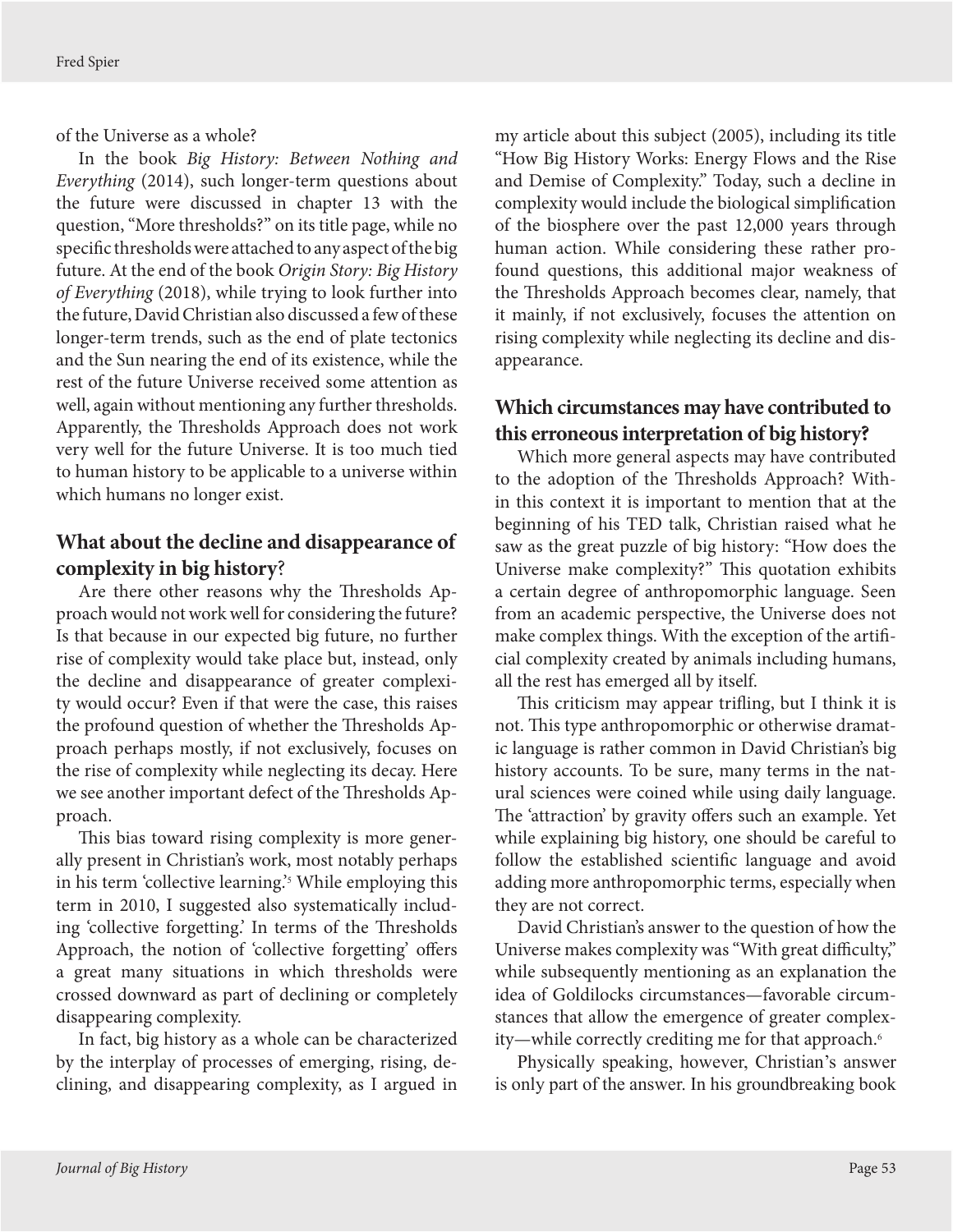of the Universe as a whole?

In the book *Big History: Between Nothing and Everything* (2014), such longer-term questions about the future were discussed in chapter 13 with the question, "More thresholds?" on its title page, while no specific thresholds were attached to any aspect of the big future. At the end of the book *Origin Story: Big History of Everything* (2018), while trying to look further into the future, David Christian also discussed a few of these longer-term trends, such as the end of plate tectonics and the Sun nearing the end of its existence, while the rest of the future Universe received some attention as well, again without mentioning any further thresholds. Apparently, the Thresholds Approach does not work very well for the future Universe. It is too much tied to human history to be applicable to a universe within which humans no longer exist.

## What about the decline and disappearance of complexity in big history?

Are there other reasons why the Thresholds Approach would not work well for considering the future? Is that because in our expected big future, no further rise of complexity would take place but, instead, only the decline and disappearance of greater complexity would occur? Even if that were the case, this raises the profound question of whether the Thresholds Approach perhaps mostly, if not exclusively, focuses on the rise of complexity while neglecting its decay. Here we see another important defect of the Thresholds Approach.

This bias toward rising complexity is more generally present in Christian's work, most notably perhaps in his term 'collective learning.'[5] While employing this term in 2010, I suggested also systematically including 'collective forgetting.' In terms of the Thresholds Approach, the notion of 'collective forgetting' offers a great many situations in which thresholds were crossed downward as part of declining or completely disappearing complexity.

In fact, big history as a whole can be characterized by the interplay of processes of emerging, rising, declining, and disappearing complexity, as I argued in my article about this subject (2005), including its title "How Big History Works: Energy Flows and the Rise and Demise of Complexity." Today, such a decline in complexity would include the biological simplification of the biosphere over the past 12,000 years through human action. While considering these rather profound questions, this additional major weakness of the Thresholds Approach becomes clear, namely, that it mainly, if not exclusively, focuses the attention on rising complexity while neglecting its decline and disappearance.

## Which circumstances may have contributed to this erroneous interpretation of big history?

Which more general aspects may have contributed to the adoption of the Thresholds Approach? Within this context it is important to mention that at the beginning of his TED talk, Christian raised what he saw as the great puzzle of big history: "How does the Universe make complexity?" This quotation exhibits a certain degree of anthropomorphic language. Seen from an academic perspective, the Universe does not make complex things. With the exception of the artificial complexity created by animals including humans, all the rest has emerged all by itself.

This criticism may appear trifling, but I think it is not. This type anthropomorphic or otherwise dramatic language is rather common in David Christian's big history accounts. To be sure, many terms in the natural sciences were coined while using daily language. The 'attraction' by gravity offers such an example. Yet while explaining big history, one should be careful to follow the established scientific language and avoid adding more anthropomorphic terms, especially when they are not correct.

David Christian's answer to the question of how the Universe makes complexity was "With great difficulty," while subsequently mentioning as an explanation the idea of Goldilocks circumstances—favorable circumstances that allow the emergence of greater complexity—while correctly crediting me for that approach.[6]

Physically speaking, however, Christian's answer is only part of the answer. In his groundbreaking book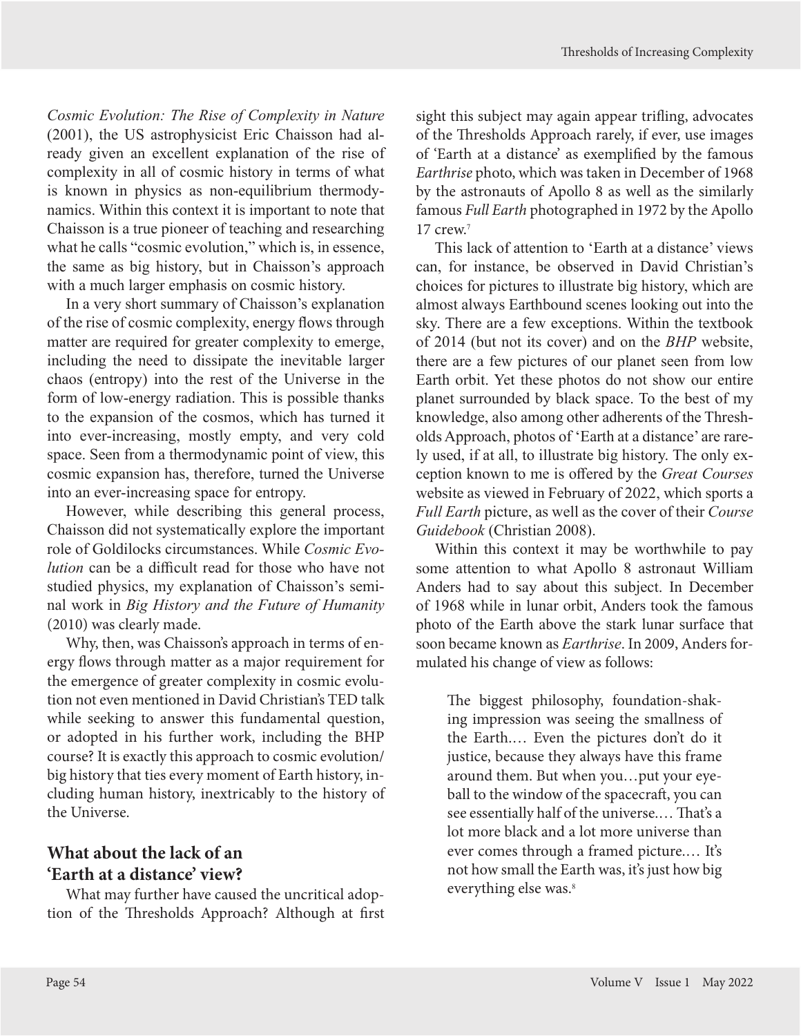*Cosmic Evolution: The Rise of Complexity in Nature* (2001), the US astrophysicist Eric Chaisson had already given an excellent explanation of the rise of complexity in all of cosmic history in terms of what is known in physics as non-equilibrium thermodynamics. Within this context it is important to note that Chaisson is a true pioneer of teaching and researching what he calls "cosmic evolution," which is, in essence, the same as big history, but in Chaisson's approach with a much larger emphasis on cosmic history.

In a very short summary of Chaisson's explanation of the rise of cosmic complexity, energy flows through matter are required for greater complexity to emerge, including the need to dissipate the inevitable larger chaos (entropy) into the rest of the Universe in the form of low-energy radiation. This is possible thanks to the expansion of the cosmos, which has turned it into ever-increasing, mostly empty, and very cold space. Seen from a thermodynamic point of view, this cosmic expansion has, therefore, turned the Universe into an ever-increasing space for entropy.

However, while describing this general process, Chaisson did not systematically explore the important role of Goldilocks circumstances. While *Cosmic Evolution* can be a difficult read for those who have not studied physics, my explanation of Chaisson's seminal work in *Big History and the Future of Humanity* (2010) was clearly made.

Why, then, was Chaisson's approach in terms of energy flows through matter as a major requirement for the emergence of greater complexity in cosmic evolution not even mentioned in David Christian's TED talk while seeking to answer this fundamental question, or adopted in his further work, including the BHP course? It is exactly this approach to cosmic evolution/big history that ties every moment of Earth history, including human history, inextricably to the history of the Universe.

## What about the lack of an 'Earth at a distance' view?

What may further have caused the uncritical adoption of the Thresholds Approach? Although at first sight this subject may again appear trifling, advocates of the Thresholds Approach rarely, if ever, use images of 'Earth at a distance' as exemplified by the famous *Earthrise* photo, which was taken in December of 1968 by the astronauts of Apollo 8 as well as the similarly famous *Full Earth* photographed in 1972 by the Apollo 17 crew.[7]

This lack of attention to 'Earth at a distance' views can, for instance, be observed in David Christian's choices for pictures to illustrate big history, which are almost always Earthbound scenes looking out into the sky. There are a few exceptions. Within the textbook of 2014 (but not its cover) and on the *BHP* website, there are a few pictures of our planet seen from low Earth orbit. Yet these photos do not show our entire planet surrounded by black space. To the best of my knowledge, also among other adherents of the Thresholds Approach, photos of 'Earth at a distance' are rarely used, if at all, to illustrate big history. The only exception known to me is offered by the *Great Courses* website as viewed in February of 2022, which sports a *Full Earth* picture, as well as the cover of their *Course Guidebook* (Christian 2008).

Within this context it may be worthwhile to pay some attention to what Apollo 8 astronaut William Anders had to say about this subject. In December of 1968 while in lunar orbit, Anders took the famous photo of the Earth above the stark lunar surface that soon became known as *Earthrise*. In 2009, Anders formulated his change of view as follows:

> The biggest philosophy, foundation-shaking impression was seeing the smallness of the Earth.… Even the pictures don't do it justice, because they always have this frame around them. But when you…put your eyeball to the window of the spacecraft, you can see essentially half of the universe.… That's a lot more black and a lot more universe than ever comes through a framed picture.… It's not how small the Earth was, it's just how big everything else was.[8]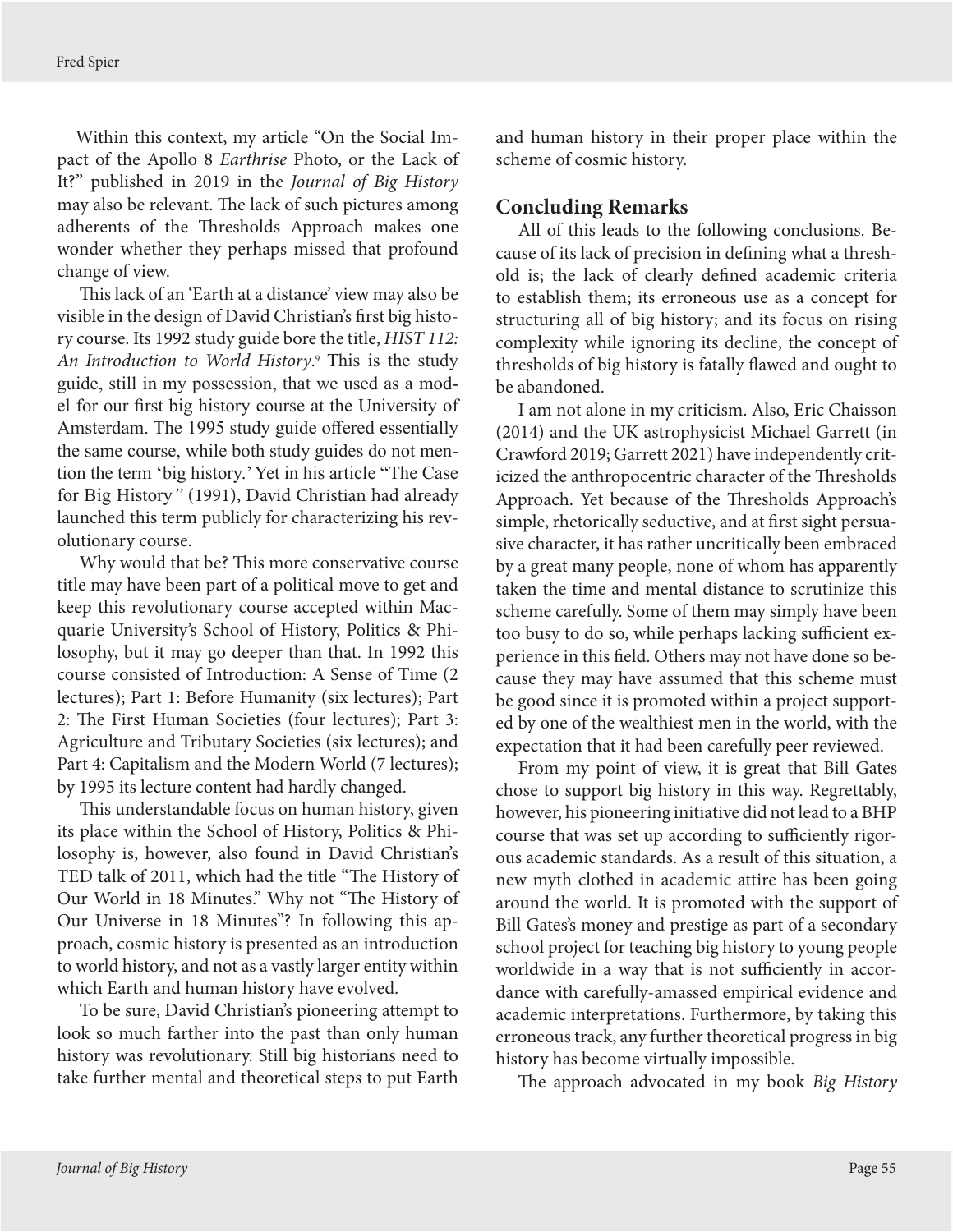Within this context, my article "On the Social Impact of the Apollo 8 *Earthrise* Photo, or the Lack of It?" published in 2019 in the *Journal of Big History* may also be relevant. The lack of such pictures among adherents of the Thresholds Approach makes one wonder whether they perhaps missed that profound change of view.

This lack of an 'Earth at a distance' view may also be visible in the design of David Christian's first big history course. Its 1992 study guide bore the title, *HIST 112: An Introduction to World History*.[9] This is the study guide, still in my possession, that we used as a model for our first big history course at the University of Amsterdam. The 1995 study guide offered essentially the same course, while both study guides do not mention the term 'big history.' Yet in his article "The Case for Big History" (1991), David Christian had already launched this term publicly for characterizing his revolutionary course.

Why would that be? This more conservative course title may have been part of a political move to get and keep this revolutionary course accepted within Macquarie University's School of History, Politics & Philosophy, but it may go deeper than that. In 1992 this course consisted of Introduction: A Sense of Time (2 lectures); Part 1: Before Humanity (six lectures); Part 2: The First Human Societies (four lectures); Part 3: Agriculture and Tributary Societies (six lectures); and Part 4: Capitalism and the Modern World (7 lectures); by 1995 its lecture content had hardly changed.

This understandable focus on human history, given its place within the School of History, Politics & Philosophy is, however, also found in David Christian's TED talk of 2011, which had the title "The History of Our World in 18 Minutes." Why not "The History of Our Universe in 18 Minutes"? In following this approach, cosmic history is presented as an introduction to world history, and not as a vastly larger entity within which Earth and human history have evolved.

To be sure, David Christian's pioneering attempt to look so much farther into the past than only human history was revolutionary. Still big historians need to take further mental and theoretical steps to put Earth and human history in their proper place within the scheme of cosmic history.

## Concluding Remarks

All of this leads to the following conclusions. Because of its lack of precision in defining what a threshold is; the lack of clearly defined academic criteria to establish them; its erroneous use as a concept for structuring all of big history; and its focus on rising complexity while ignoring its decline, the concept of thresholds of big history is fatally flawed and ought to be abandoned.

I am not alone in my criticism. Also, Eric Chaisson (2014) and the UK astrophysicist Michael Garrett (in Crawford 2019; Garrett 2021) have independently criticized the anthropocentric character of the Thresholds Approach. Yet because of the Thresholds Approach's simple, rhetorically seductive, and at first sight persuasive character, it has rather uncritically been embraced by a great many people, none of whom has apparently taken the time and mental distance to scrutinize this scheme carefully. Some of them may simply have been too busy to do so, while perhaps lacking sufficient experience in this field. Others may not have done so because they may have assumed that this scheme must be good since it is promoted within a project supported by one of the wealthiest men in the world, with the expectation that it had been carefully peer reviewed.

From my point of view, it is great that Bill Gates chose to support big history in this way. Regrettably, however, his pioneering initiative did not lead to a BHP course that was set up according to sufficiently rigorous academic standards. As a result of this situation, a new myth clothed in academic attire has been going around the world. It is promoted with the support of Bill Gates's money and prestige as part of a secondary school project for teaching big history to young people worldwide in a way that is not sufficiently in accordance with carefully-amassed empirical evidence and academic interpretations. Furthermore, by taking this erroneous track, any further theoretical progress in big history has become virtually impossible.

The approach advocated in my book *Big History*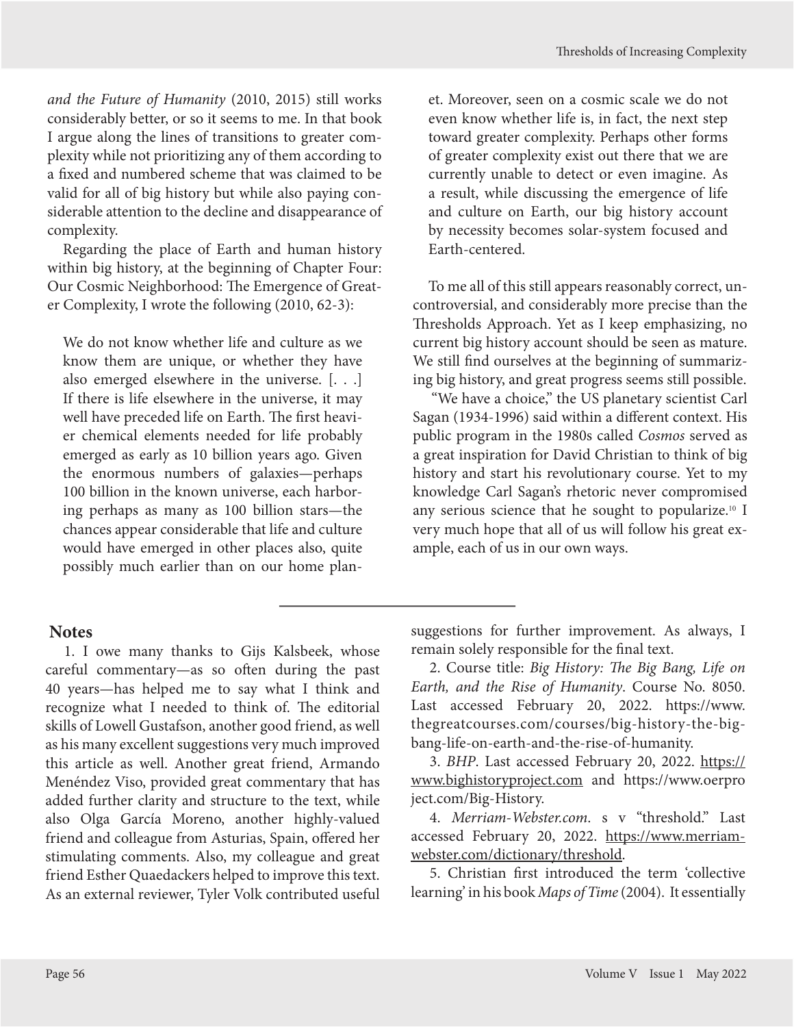*and the Future of Humanity* (2010, 2015) still works considerably better, or so it seems to me. In that book I argue along the lines of transitions to greater complexity while not prioritizing any of them according to a fixed and numbered scheme that was claimed to be valid for all of big history but while also paying considerable attention to the decline and disappearance of complexity.

Regarding the place of Earth and human history within big history, at the beginning of Chapter Four: Our Cosmic Neighborhood: The Emergence of Greater Complexity, I wrote the following (2010, 62-3):

> We do not know whether life and culture as we know them are unique, or whether they have also emerged elsewhere in the universe. [. . .] If there is life elsewhere in the universe, it may well have preceded life on Earth. The first heavier chemical elements needed for life probably emerged as early as 10 billion years ago. Given the enormous numbers of galaxies—perhaps 100 billion in the known universe, each harboring perhaps as many as 100 billion stars—the chances appear considerable that life and culture would have emerged in other places also, quite possibly much earlier than on our home planet. Moreover, seen on a cosmic scale we do not even know whether life is, in fact, the next step toward greater complexity. Perhaps other forms of greater complexity exist out there that we are currently unable to detect or even imagine. As a result, while discussing the emergence of life and culture on Earth, our big history account by necessity becomes solar-system focused and Earth-centered.

To me all of this still appears reasonably correct, uncontroversial, and considerably more precise than the Thresholds Approach. Yet as I keep emphasizing, no current big history account should be seen as mature. We still find ourselves at the beginning of summarizing big history, and great progress seems still possible.

"We have a choice," the US planetary scientist Carl Sagan (1934-1996) said within a different context. His public program in the 1980s called *Cosmos* served as a great inspiration for David Christian to think of big history and start his revolutionary course. Yet to my knowledge Carl Sagan's rhetoric never compromised any serious science that he sought to popularize.[10] I very much hope that all of us will follow his great example, each of us in our own ways.

## Notes

1. I owe many thanks to Gijs Kalsbeek, whose careful commentary—as so often during the past 40 years—has helped me to say what I think and recognize what I needed to think of. The editorial skills of Lowell Gustafson, another good friend, as well as his many excellent suggestions very much improved this article as well. Another great friend, Armando Menéndez Viso, provided great commentary that has added further clarity and structure to the text, while also Olga García Moreno, another highly-valued friend and colleague from Asturias, Spain, offered her stimulating comments. Also, my colleague and great friend Esther Quaedackers helped to improve this text. As an external reviewer, Tyler Volk contributed useful suggestions for further improvement. As always, I remain solely responsible for the final text.

2. Course title: *Big History: The Big Bang, Life on Earth, and the Rise of Humanity*. Course No. 8050. Last accessed February 20, 2022. https://www.thegreatcourses.com/courses/big-history-the-big-bang-life-on-earth-and-the-rise-of-humanity.

3. *BHP*. Last accessed February 20, 2022. https://www.bighistoryproject.com and https://www.oerproject.com/Big-History.

4. *Merriam-Webster.com*. s v "threshold." Last accessed February 20, 2022. https://www.merriam-webster.com/dictionary/threshold.

5. Christian first introduced the term 'collective learning' in his book *Maps of Time* (2004). It essentially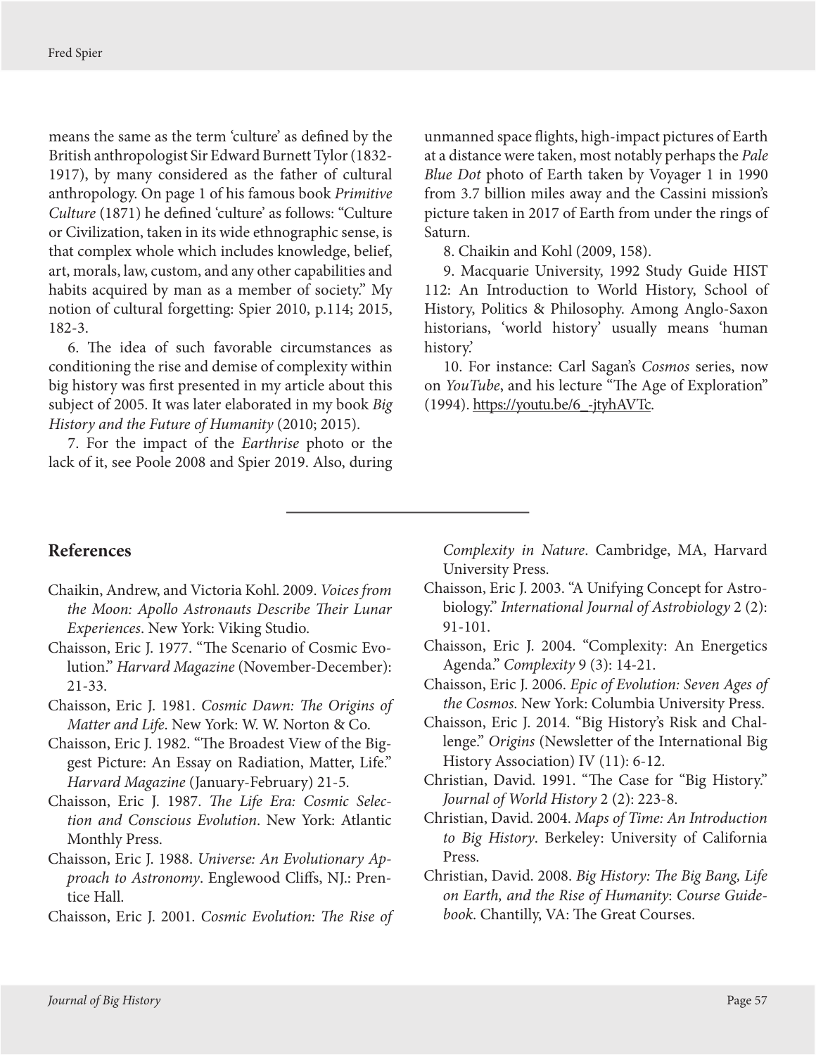means the same as the term 'culture' as defined by the British anthropologist Sir Edward Burnett Tylor (1832-1917), by many considered as the father of cultural anthropology. On page 1 of his famous book *Primitive Culture* (1871) he defined 'culture' as follows: "Culture or Civilization, taken in its wide ethnographic sense, is that complex whole which includes knowledge, belief, art, morals, law, custom, and any other capabilities and habits acquired by man as a member of society." My notion of cultural forgetting: Spier 2010, p.114; 2015, 182-3.

6. The idea of such favorable circumstances as conditioning the rise and demise of complexity within big history was first presented in my article about this subject of 2005. It was later elaborated in my book *Big History and the Future of Humanity* (2010; 2015).

7. For the impact of the *Earthrise* photo or the lack of it, see Poole 2008 and Spier 2019. Also, during unmanned space flights, high-impact pictures of Earth at a distance were taken, most notably perhaps the *Pale Blue Dot* photo of Earth taken by Voyager 1 in 1990 from 3.7 billion miles away and the Cassini mission's picture taken in 2017 of Earth from under the rings of Saturn.

8. Chaikin and Kohl (2009, 158).

9. Macquarie University, 1992 Study Guide HIST 112: An Introduction to World History, School of History, Politics & Philosophy. Among Anglo-Saxon historians, 'world history' usually means 'human history.'

10. For instance: Carl Sagan's *Cosmos* series, now on *YouTube*, and his lecture "The Age of Exploration" (1994). https://youtu.be/6_-jtyhAVTc.

---

## References

Chaikin, Andrew, and Victoria Kohl. 2009. *Voices from the Moon: Apollo Astronauts Describe Their Lunar Experiences*. New York: Viking Studio.

Chaisson, Eric J. 1977. "The Scenario of Cosmic Evolution." *Harvard Magazine* (November-December): 21-33.

Chaisson, Eric J. 1981. *Cosmic Dawn: The Origins of Matter and Life*. New York: W. W. Norton & Co.

Chaisson, Eric J. 1982. "The Broadest View of the Biggest Picture: An Essay on Radiation, Matter, Life." *Harvard Magazine* (January-February) 21-5.

Chaisson, Eric J. 1987. *The Life Era: Cosmic Selection and Conscious Evolution*. New York: Atlantic Monthly Press.

Chaisson, Eric J. 1988. *Universe: An Evolutionary Approach to Astronomy*. Englewood Cliffs, NJ.: Prentice Hall.

Chaisson, Eric J. 2001. *Cosmic Evolution: The Rise of Complexity in Nature*. Cambridge, MA, Harvard University Press.

Chaisson, Eric J. 2003. "A Unifying Concept for Astrobiology." *International Journal of Astrobiology* 2 (2): 91-101.

Chaisson, Eric J. 2004. "Complexity: An Energetics Agenda." *Complexity* 9 (3): 14-21.

Chaisson, Eric J. 2006. *Epic of Evolution: Seven Ages of the Cosmos*. New York: Columbia University Press.

Chaisson, Eric J. 2014. "Big History's Risk and Challenge." *Origins* (Newsletter of the International Big History Association) IV (11): 6-12.

Christian, David. 1991. "The Case for "Big History." *Journal of World History* 2 (2): 223-8.

Christian, David. 2004. *Maps of Time: An Introduction to Big History*. Berkeley: University of California Press.

Christian, David. 2008. *Big History: The Big Bang, Life on Earth, and the Rise of Humanity*: *Course Guidebook*. Chantilly, VA: The Great Courses.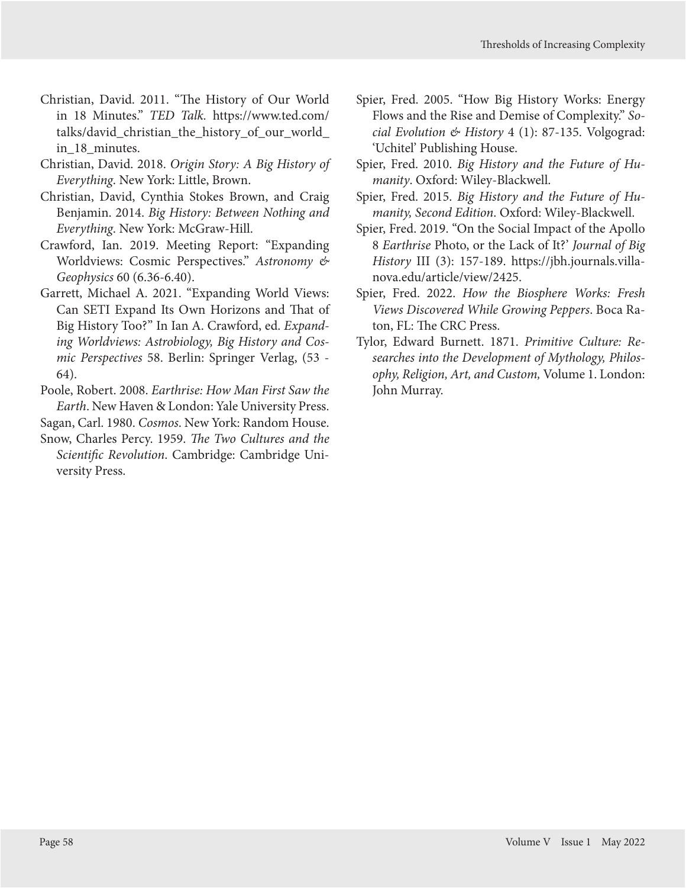Christian, David. 2011. "The History of Our World in 18 Minutes." *TED Talk.* https://www.ted.com/talks/david_christian_the_history_of_our_world_in_18_minutes.

Christian, David. 2018. *Origin Story: A Big History of Everything*. New York: Little, Brown.

Christian, David, Cynthia Stokes Brown, and Craig Benjamin. 2014. *Big History: Between Nothing and Everything*. New York: McGraw-Hill.

Crawford, Ian. 2019. Meeting Report: "Expanding Worldviews: Cosmic Perspectives." *Astronomy & Geophysics* 60 (6.36-6.40).

Garrett, Michael A. 2021. "Expanding World Views: Can SETI Expand Its Own Horizons and That of Big History Too?" In Ian A. Crawford, ed. *Expanding Worldviews: Astrobiology, Big History and Cosmic Perspectives* 58. Berlin: Springer Verlag, (53 - 64).

Poole, Robert. 2008. *Earthrise: How Man First Saw the Earth*. New Haven & London: Yale University Press.

Sagan, Carl. 1980. *Cosmos*. New York: Random House.

Snow, Charles Percy. 1959. *The Two Cultures and the Scientific Revolution*. Cambridge: Cambridge University Press.

Spier, Fred. 2005. "How Big History Works: Energy Flows and the Rise and Demise of Complexity." *Social Evolution & History* 4 (1): 87-135. Volgograd: 'Uchitel' Publishing House.

Spier, Fred. 2010. *Big History and the Future of Humanity*. Oxford: Wiley-Blackwell.

Spier, Fred. 2015. *Big History and the Future of Humanity, Second Edition*. Oxford: Wiley-Blackwell.

Spier, Fred. 2019. "On the Social Impact of the Apollo 8 *Earthrise* Photo, or the Lack of It?' *Journal of Big History* III (3): 157-189. https://jbh.journals.villanova.edu/article/view/2425.

Spier, Fred. 2022. *How the Biosphere Works: Fresh Views Discovered While Growing Peppers*. Boca Raton, FL: The CRC Press.

Tylor, Edward Burnett. 1871. *Primitive Culture: Researches into the Development of Mythology, Philosophy, Religion, Art, and Custom,* Volume 1. London: John Murray.